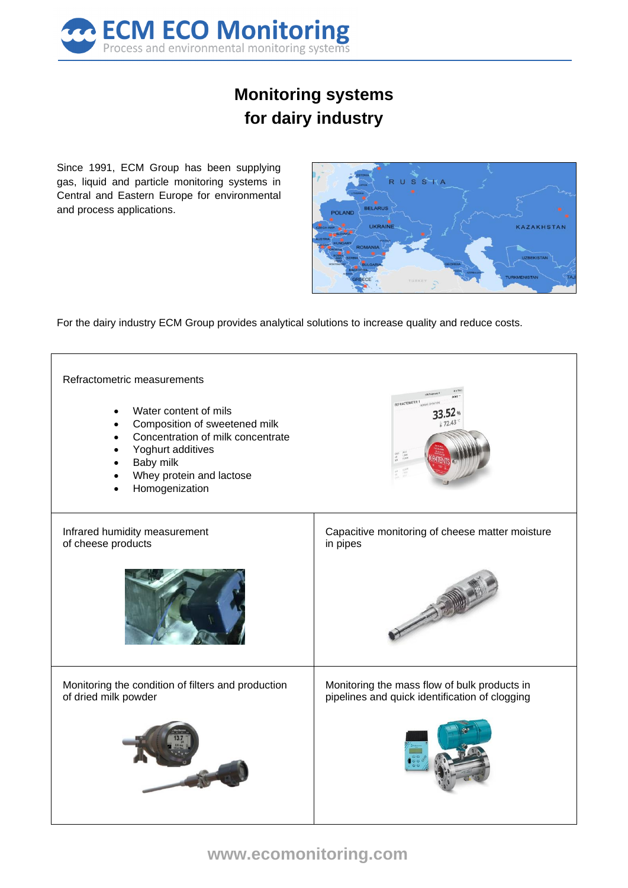ECM ECO Monitoring
Process and environmental monitoring systems

# Monitoring systems for dairy industry

Since 1991, ECM Group has been supplying gas, liquid and particle monitoring systems in Central and Eastern Europe for environmental and process applications.

For the dairy industry ECM Group provides analytical solutions to increase quality and reduce costs.

## Refractometric measurements

- Water content of mils
- Composition of sweetened milk
- Concentration of milk concentrate
- Yoghurt additives
- Baby milk
- Whey protein and lactose
- Homogenization

## Infrared humidity measurement of cheese products

## Capacitive monitoring of cheese matter moisture in pipes

## Monitoring the condition of filters and production of dried milk powder

## Monitoring the mass flow of bulk products in pipelines and quick identification of clogging

www.ecomonitoring.com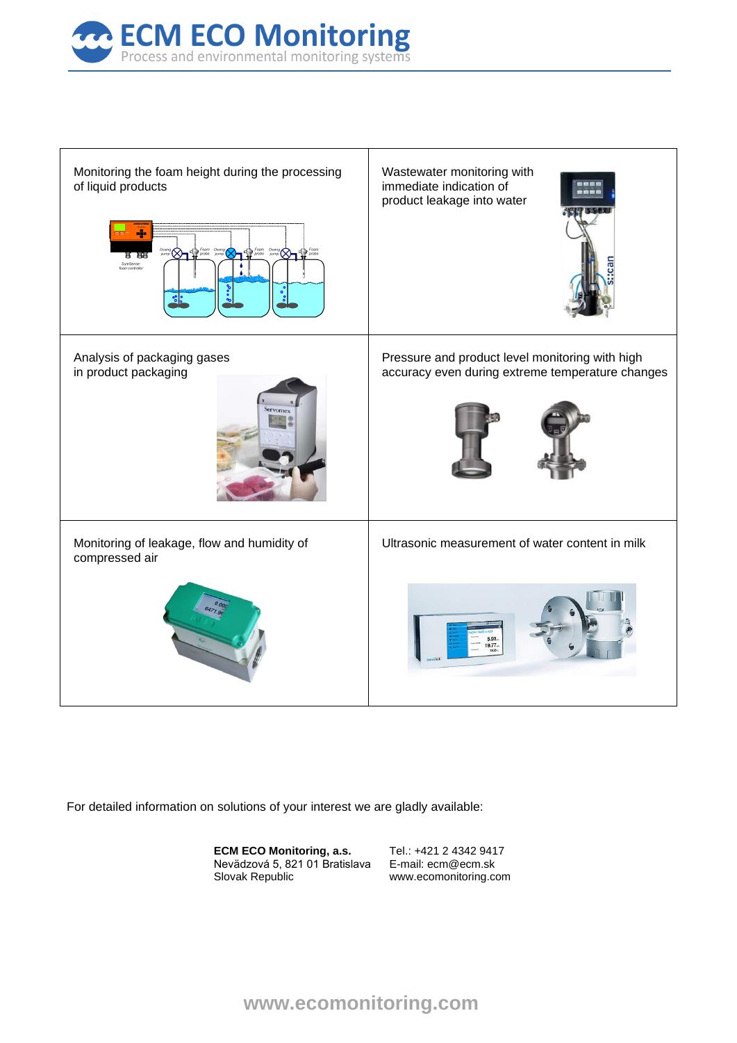| | |
|---|---|
| Monitoring the foam height during the processing of liquid products | Wastewater monitoring with immediate indication of product leakage into water |
| Analysis of packaging gases in product packaging | Pressure and product level monitoring with high accuracy even during extreme temperature changes |
| Monitoring of leakage, flow and humidity of compressed air | Ultrasonic measurement of water content in milk |

For detailed information on solutions of your interest we are gladly available:

**ECM ECO Monitoring, a.s.**
Nevädzová 5, 821 01 Bratislava
Slovak Republic

Tel.: +421 2 4342 9417
E-mail: ecm@ecm.sk
www.ecomonitoring.com